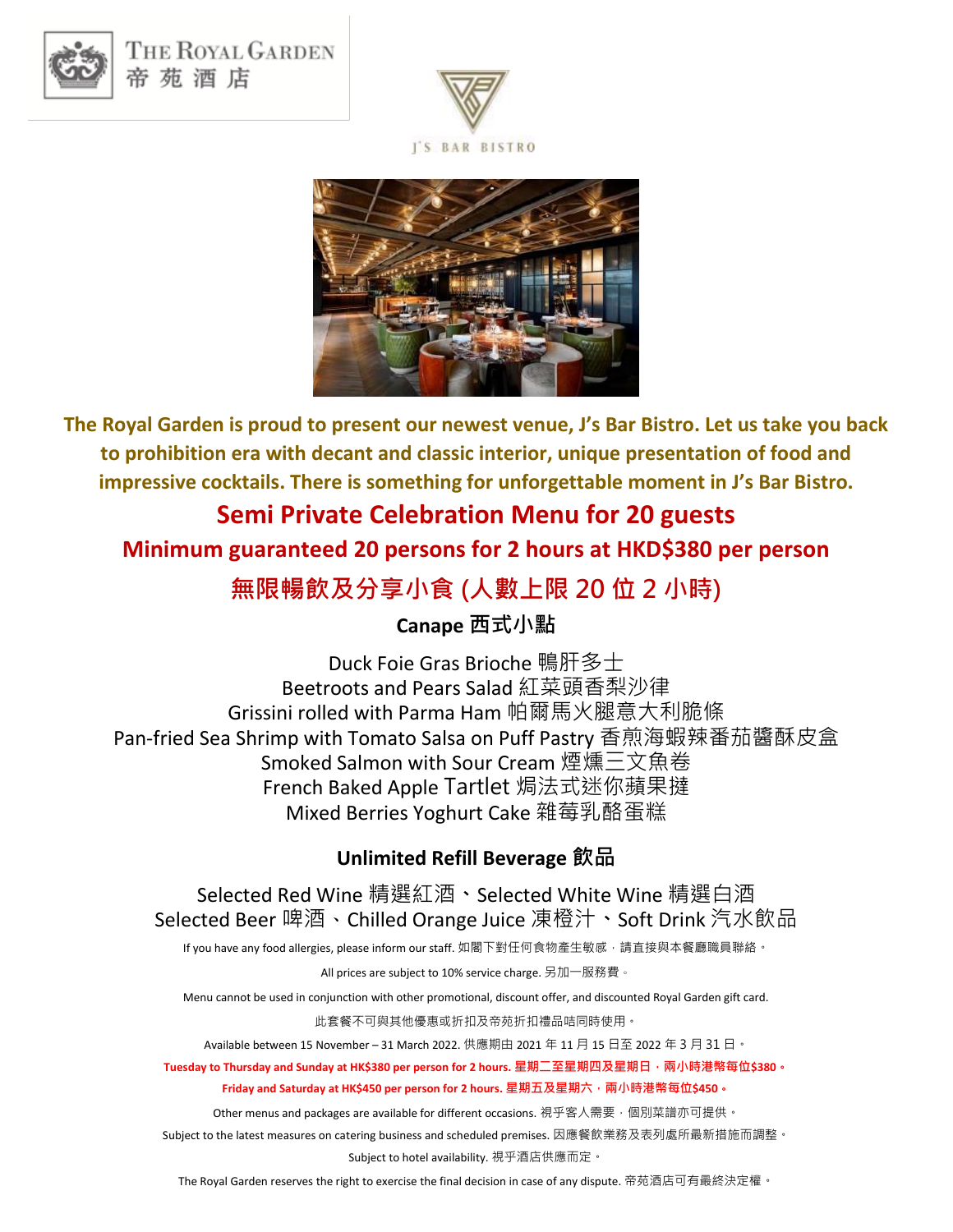THE ROYAL GARDEN 帝苑酒店

J'S BAR BISTRO

**The Royal Garden is proud to present our newest venue, J's Bar Bistro. Let us take you back to prohibition era with decant and classic interior, unique presentation of food and impressive cocktails. There is something for unforgettable moment in J's Bar Bistro.**

# Semi Private Celebration Menu for 20 guests

## Minimum guaranteed 20 persons for 2 hours at HKD$380 per person

## 無限暢飲及分享小食 (人數上限 20 位 2 小時)

### Canape 西式小點

Duck Foie Gras Brioche 鴨肝多士
Beetroots and Pears Salad 紅菜頭香梨沙律
Grissini rolled with Parma Ham 帕爾馬火腿意大利脆條
Pan-fried Sea Shrimp with Tomato Salsa on Puff Pastry 香煎海蝦辣番茄醬酥皮盒
Smoked Salmon with Sour Cream 煙燻三文魚卷
French Baked Apple Tartlet 焗法式迷你蘋果撻
Mixed Berries Yoghurt Cake 雜莓乳酪蛋糕

### Unlimited Refill Beverage 飲品

Selected Red Wine 精選紅酒、Selected White Wine 精選白酒
Selected Beer 啤酒、Chilled Orange Juice 凍橙汁、Soft Drink 汽水飲品

If you have any food allergies, please inform our staff. 如閣下對任何食物產生敏感，請直接與本餐廳職員聯絡。

All prices are subject to 10% service charge. 另加一服務費。

Menu cannot be used in conjunction with other promotional, discount offer, and discounted Royal Garden gift card.

此套餐不可與其他優惠或折扣及帝苑折扣禮品咭同時使用。

Available between 15 November – 31 March 2022. 供應期由 2021 年 11 月 15 日至 2022 年 3 月 31 日。

**Tuesday to Thursday and Sunday at HK$380 per person for 2 hours. 星期二至星期四及星期日，兩小時港幣每位$380。**

**Friday and Saturday at HK$450 per person for 2 hours. 星期五及星期六，兩小時港幣每位$450。**

Other menus and packages are available for different occasions. 視乎客人需要，個別菜譜亦可提供。

Subject to the latest measures on catering business and scheduled premises. 因應餐飲業務及表列處所最新措施而調整。

Subject to hotel availability. 視乎酒店供應而定。

The Royal Garden reserves the right to exercise the final decision in case of any dispute. 帝苑酒店可有最終決定權。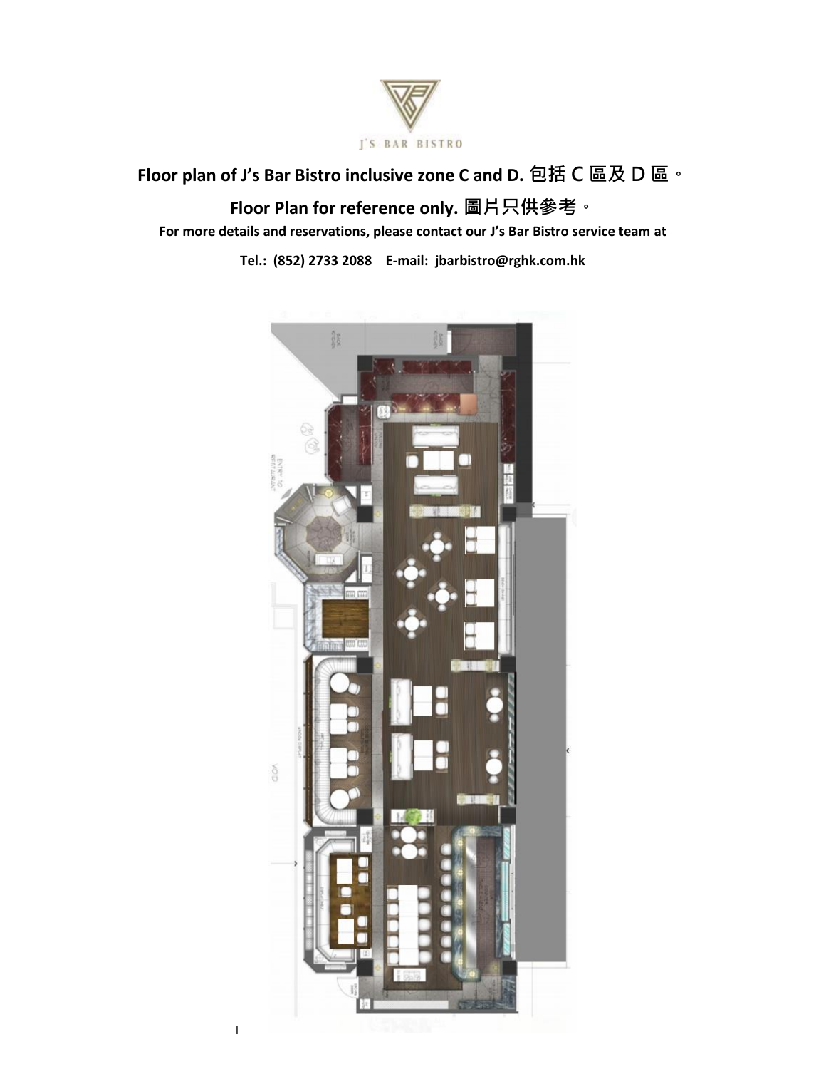J'S BAR BISTRO

**Floor plan of J's Bar Bistro inclusive zone C and D. 包括 C 區及 D 區。**

**Floor Plan for reference only. 圖片只供參考。**

**For more details and reservations, please contact our J's Bar Bistro service team at**

**Tel.: (852) 2733 2088 E-mail: jbarbistro@rghk.com.hk**